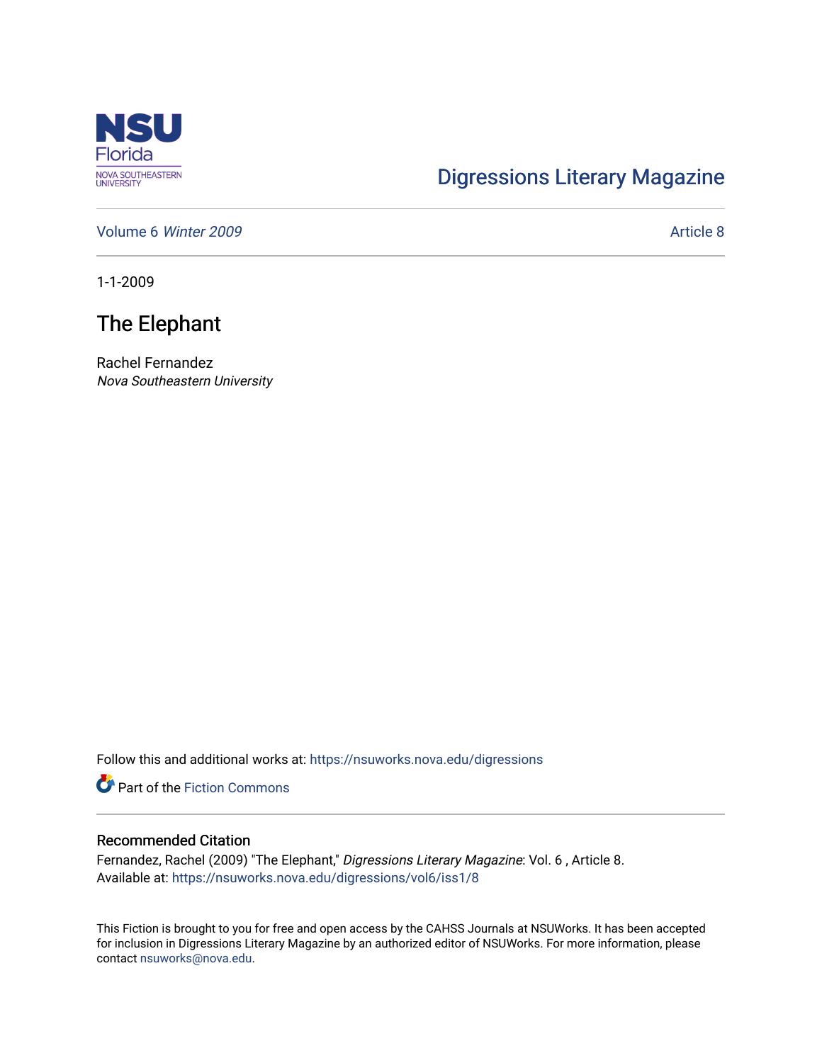NSU Florida
NOVA SOUTHEASTERN UNIVERSITY

Digressions Literary Magazine

Volume 6 *Winter 2009* Article 8

---

1-1-2009

# The Elephant

Rachel Fernandez
*Nova Southeastern University*

Follow this and additional works at: https://nsuworks.nova.edu/digressions

Part of the Fiction Commons

---

## Recommended Citation

Fernandez, Rachel (2009) "The Elephant," *Digressions Literary Magazine*: Vol. 6 , Article 8.
Available at: https://nsuworks.nova.edu/digressions/vol6/iss1/8

This Fiction is brought to you for free and open access by the CAHSS Journals at NSUWorks. It has been accepted for inclusion in Digressions Literary Magazine by an authorized editor of NSUWorks. For more information, please contact nsuworks@nova.edu.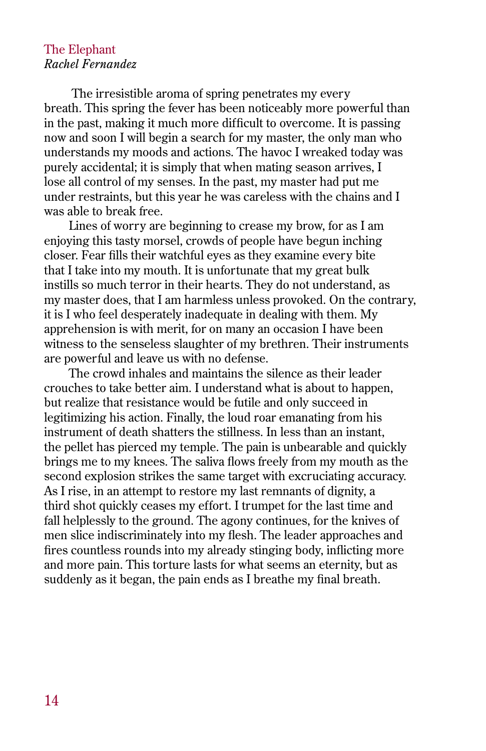# The Elephant

*Rachel Fernandez*

The irresistible aroma of spring penetrates my every breath. This spring the fever has been noticeably more powerful than in the past, making it much more difficult to overcome. It is passing now and soon I will begin a search for my master, the only man who understands my moods and actions. The havoc I wreaked today was purely accidental; it is simply that when mating season arrives, I lose all control of my senses. In the past, my master had put me under restraints, but this year he was careless with the chains and I was able to break free.

Lines of worry are beginning to crease my brow, for as I am enjoying this tasty morsel, crowds of people have begun inching closer. Fear fills their watchful eyes as they examine every bite that I take into my mouth. It is unfortunate that my great bulk instills so much terror in their hearts. They do not understand, as my master does, that I am harmless unless provoked. On the contrary, it is I who feel desperately inadequate in dealing with them. My apprehension is with merit, for on many an occasion I have been witness to the senseless slaughter of my brethren. Their instruments are powerful and leave us with no defense.

The crowd inhales and maintains the silence as their leader crouches to take better aim. I understand what is about to happen, but realize that resistance would be futile and only succeed in legitimizing his action. Finally, the loud roar emanating from his instrument of death shatters the stillness. In less than an instant, the pellet has pierced my temple. The pain is unbearable and quickly brings me to my knees. The saliva flows freely from my mouth as the second explosion strikes the same target with excruciating accuracy. As I rise, in an attempt to restore my last remnants of dignity, a third shot quickly ceases my effort. I trumpet for the last time and fall helplessly to the ground. The agony continues, for the knives of men slice indiscriminately into my flesh. The leader approaches and fires countless rounds into my already stinging body, inflicting more and more pain. This torture lasts for what seems an eternity, but as suddenly as it began, the pain ends as I breathe my final breath.